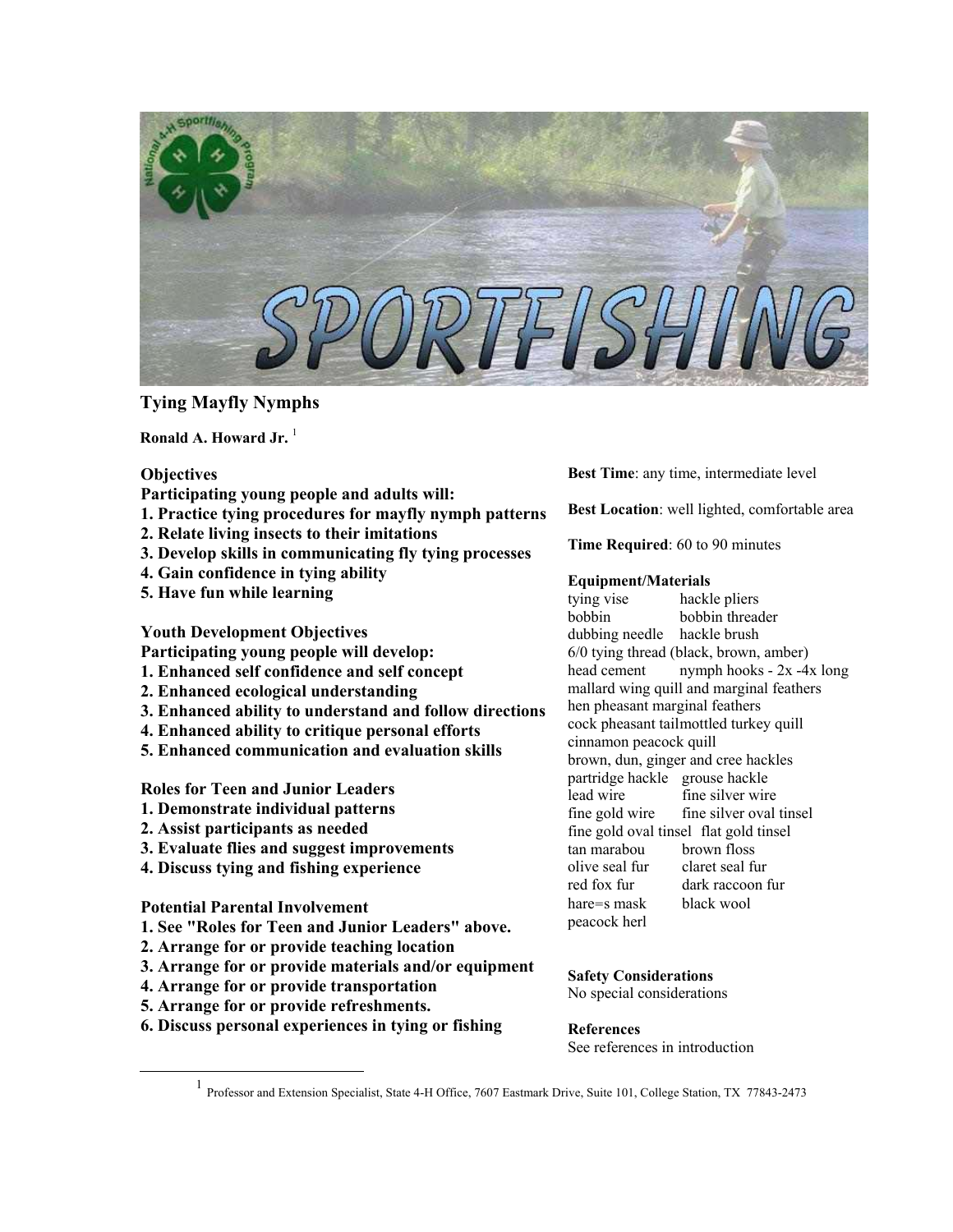# Tying Mayfly Nymphs

**Ronald A. Howard Jr.** [1]

**Objectives**

**Participating young people and adults will:**

1. **Practice tying procedures for mayfly nymph patterns**
2. **Relate living insects to their imitations**
3. **Develop skills in communicating fly tying processes**
4. **Gain confidence in tying ability**
5. **Have fun while learning**

**Youth Development Objectives**

**Participating young people will develop:**

1. **Enhanced self confidence and self concept**
2. **Enhanced ecological understanding**
3. **Enhanced ability to understand and follow directions**
4. **Enhanced ability to critique personal efforts**
5. **Enhanced communication and evaluation skills**

**Roles for Teen and Junior Leaders**

1. **Demonstrate individual patterns**
2. **Assist participants as needed**
3. **Evaluate flies and suggest improvements**
4. **Discuss tying and fishing experience**

**Potential Parental Involvement**

1. **See "Roles for Teen and Junior Leaders" above.**
2. **Arrange for or provide teaching location**
3. **Arrange for or provide materials and/or equipment**
4. **Arrange for or provide transportation**
5. **Arrange for or provide refreshments.**
6. **Discuss personal experiences in tying or fishing**

**Best Time**: any time, intermediate level

**Best Location**: well lighted, comfortable area

**Time Required**: 60 to 90 minutes

**Equipment/Materials**

tying vise hackle pliers
bobbin bobbin threader
dubbing needle hackle brush
6/0 tying thread (black, brown, amber)
head cement nymph hooks - 2x -4x long
mallard wing quill and marginal feathers
hen pheasant marginal feathers
cock pheasant tailmottled turkey quill
cinnamon peacock quill
brown, dun, ginger and cree hackles
partridge hackle grouse hackle
lead wire fine silver wire
fine gold wire fine silver oval tinsel
fine gold oval tinsel flat gold tinsel
tan marabou brown floss
olive seal fur claret seal fur
red fox fur dark raccoon fur
hare=s mask black wool
peacock herl

**Safety Considerations**

No special considerations

**References**

See references in introduction

---

[1] Professor and Extension Specialist, State 4-H Office, 7607 Eastmark Drive, Suite 101, College Station, TX 77843-2473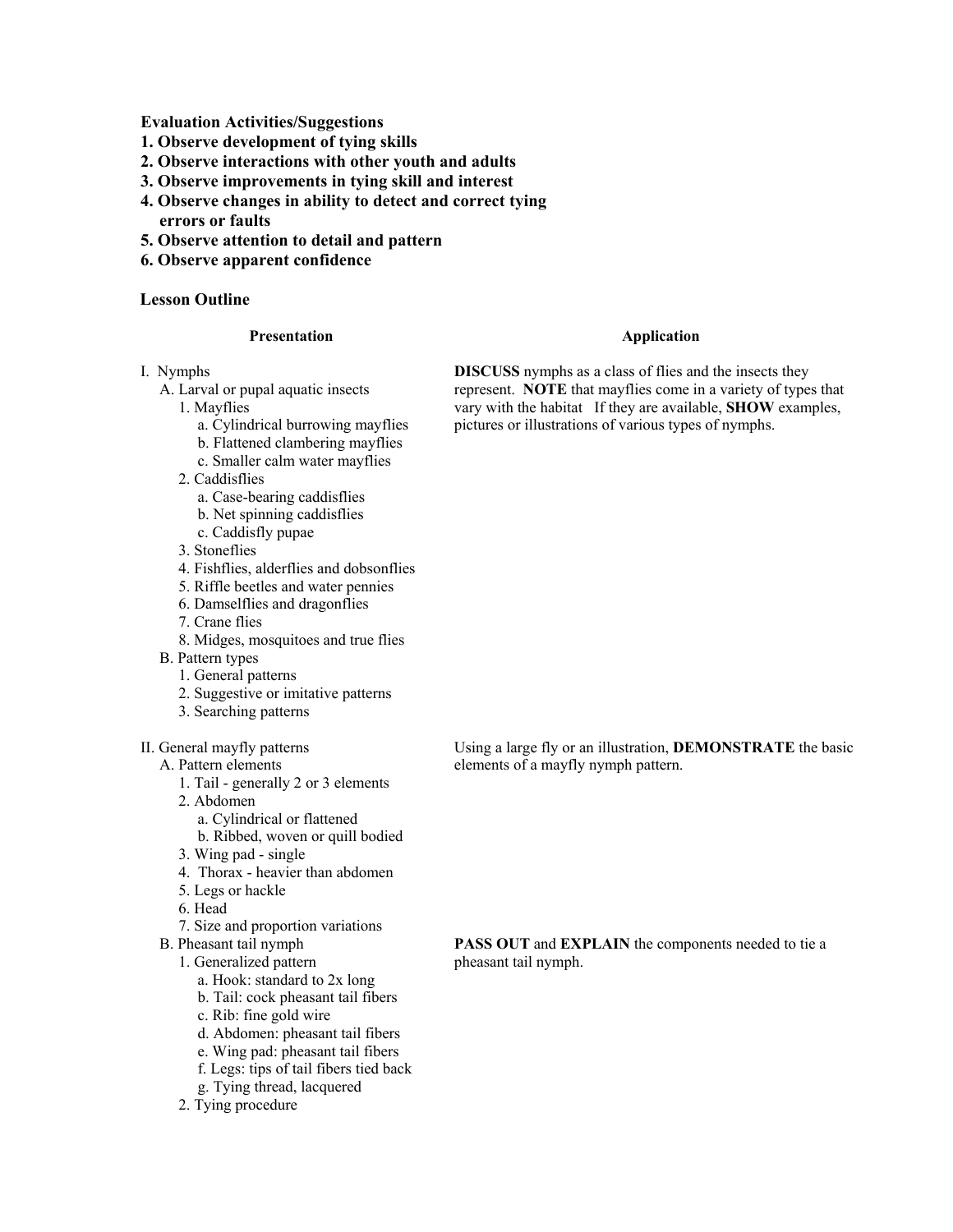**Evaluation Activities/Suggestions**

**1. Observe development of tying skills**
**2. Observe interactions with other youth and adults**
**3. Observe improvements in tying skill and interest**
**4. Observe changes in ability to detect and correct tying errors or faults**
**5. Observe attention to detail and pattern**
**6. Observe apparent confidence**

**Lesson Outline**

| Presentation | Application |
|---|---|
| I. Nymphs<br>A. Larval or pupal aquatic insects<br>1. Mayflies<br>a. Cylindrical burrowing mayflies<br>b. Flattened clambering mayflies<br>c. Smaller calm water mayflies<br>2. Caddisflies<br>a. Case-bearing caddisflies<br>b. Net spinning caddisflies<br>c. Caddisfly pupae<br>3. Stoneflies<br>4. Fishflies, alderflies and dobsonflies<br>5. Riffle beetles and water pennies<br>6. Damselflies and dragonflies<br>7. Crane flies<br>8. Midges, mosquitoes and true flies<br>B. Pattern types<br>1. General patterns<br>2. Suggestive or imitative patterns<br>3. Searching patterns | **DISCUSS** nymphs as a class of flies and the insects they represent. **NOTE** that mayflies come in a variety of types that vary with the habitat If they are available, **SHOW** examples, pictures or illustrations of various types of nymphs. |
| II. General mayfly patterns<br>A. Pattern elements<br>1. Tail - generally 2 or 3 elements<br>2. Abdomen<br>a. Cylindrical or flattened<br>b. Ribbed, woven or quill bodied<br>3. Wing pad - single<br>4. Thorax - heavier than abdomen<br>5. Legs or hackle<br>6. Head<br>7. Size and proportion variations | Using a large fly or an illustration, **DEMONSTRATE** the basic elements of a mayfly nymph pattern. |
| B. Pheasant tail nymph<br>1. Generalized pattern<br>a. Hook: standard to 2x long<br>b. Tail: cock pheasant tail fibers<br>c. Rib: fine gold wire<br>d. Abdomen: pheasant tail fibers<br>e. Wing pad: pheasant tail fibers<br>f. Legs: tips of tail fibers tied back<br>g. Tying thread, lacquered<br>2. Tying procedure | **PASS OUT** and **EXPLAIN** the components needed to tie a pheasant tail nymph. |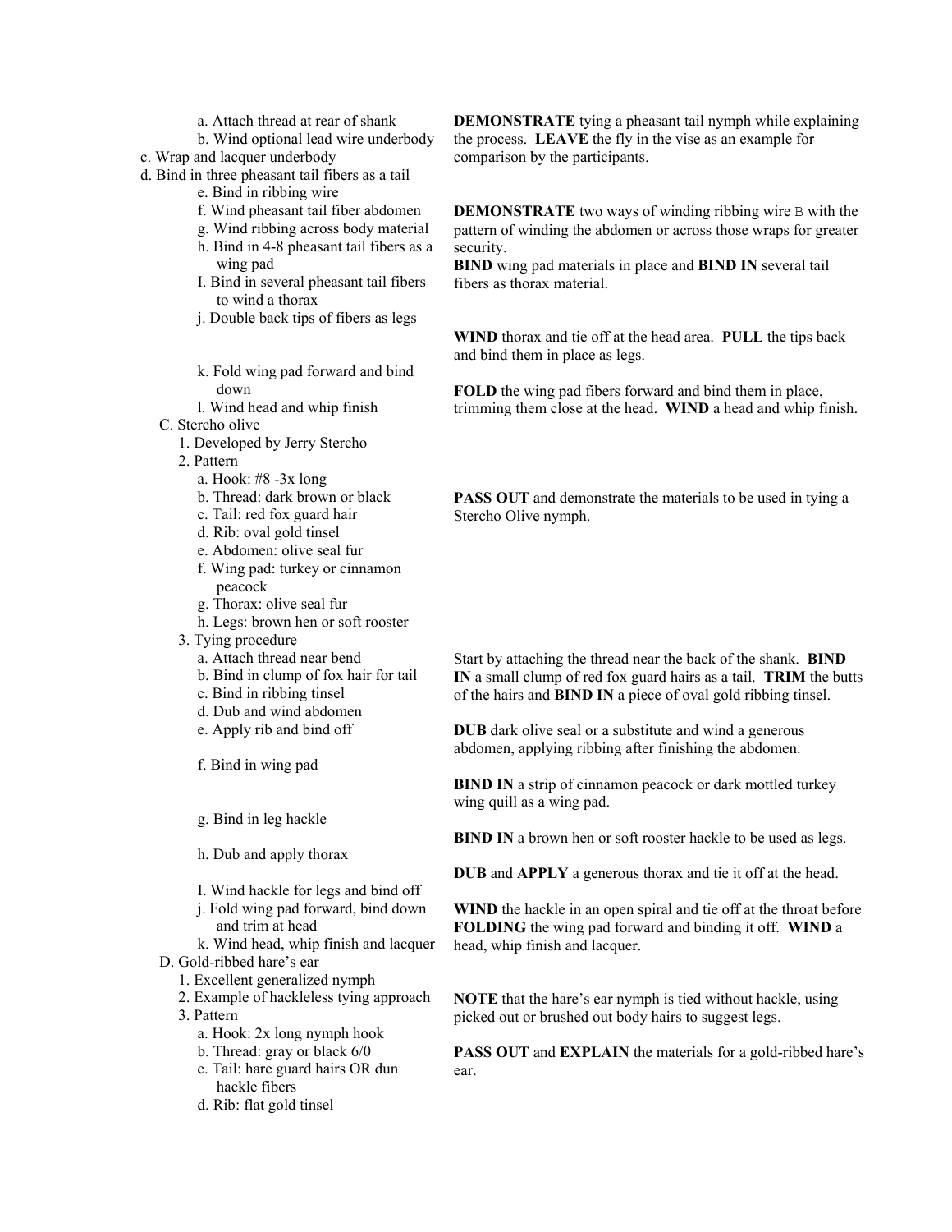a. Attach thread at rear of shank
b. Wind optional lead wire underbody
c. Wrap and lacquer underbody
d. Bind in three pheasant tail fibers as a tail
e. Bind in ribbing wire
f. Wind pheasant tail fiber abdomen
g. Wind ribbing across body material
h. Bind in 4-8 pheasant tail fibers as a wing pad
I. Bind in several pheasant tail fibers to wind a thorax
j. Double back tips of fibers as legs
k. Fold wing pad forward and bind down
l. Wind head and whip finish

**DEMONSTRATE** tying a pheasant tail nymph while explaining the process. **LEAVE** the fly in the vise as an example for comparison by the participants.

**DEMONSTRATE** two ways of winding ribbing wire B with the pattern of winding the abdomen or across those wraps for greater security.
**BIND** wing pad materials in place and **BIND IN** several tail fibers as thorax material.

**WIND** thorax and tie off at the head area. **PULL** the tips back and bind them in place as legs.

**FOLD** the wing pad fibers forward and bind them in place, trimming them close at the head. **WIND** a head and whip finish.

C. Stercho olive
1. Developed by Jerry Stercho
2. Pattern
a. Hook: #8 -3x long
b. Thread: dark brown or black
c. Tail: red fox guard hair
d. Rib: oval gold tinsel
e. Abdomen: olive seal fur
f. Wing pad: turkey or cinnamon peacock
g. Thorax: olive seal fur
h. Legs: brown hen or soft rooster

**PASS OUT** and demonstrate the materials to be used in tying a Stercho Olive nymph.

3. Tying procedure
a. Attach thread near bend
b. Bind in clump of fox hair for tail
c. Bind in ribbing tinsel
d. Dub and wind abdomen
e. Apply rib and bind off
f. Bind in wing pad
g. Bind in leg hackle
h. Dub and apply thorax
I. Wind hackle for legs and bind off
j. Fold wing pad forward, bind down and trim at head
k. Wind head, whip finish and lacquer

Start by attaching the thread near the back of the shank. **BIND IN** a small clump of red fox guard hairs as a tail. **TRIM** the butts of the hairs and **BIND IN** a piece of oval gold ribbing tinsel.

**DUB** dark olive seal or a substitute and wind a generous abdomen, applying ribbing after finishing the abdomen.

**BIND IN** a strip of cinnamon peacock or dark mottled turkey wing quill as a wing pad.

**BIND IN** a brown hen or soft rooster hackle to be used as legs.

**DUB** and **APPLY** a generous thorax and tie it off at the head.

**WIND** the hackle in an open spiral and tie off at the throat before **FOLDING** the wing pad forward and binding it off. **WIND** a head, whip finish and lacquer.

D. Gold-ribbed hare's ear
1. Excellent generalized nymph
2. Example of hackleless tying approach
3. Pattern
a. Hook: 2x long nymph hook
b. Thread: gray or black 6/0
c. Tail: hare guard hairs OR dun hackle fibers
d. Rib: flat gold tinsel

**NOTE** that the hare's ear nymph is tied without hackle, using picked out or brushed out body hairs to suggest legs.

**PASS OUT** and **EXPLAIN** the materials for a gold-ribbed hare's ear.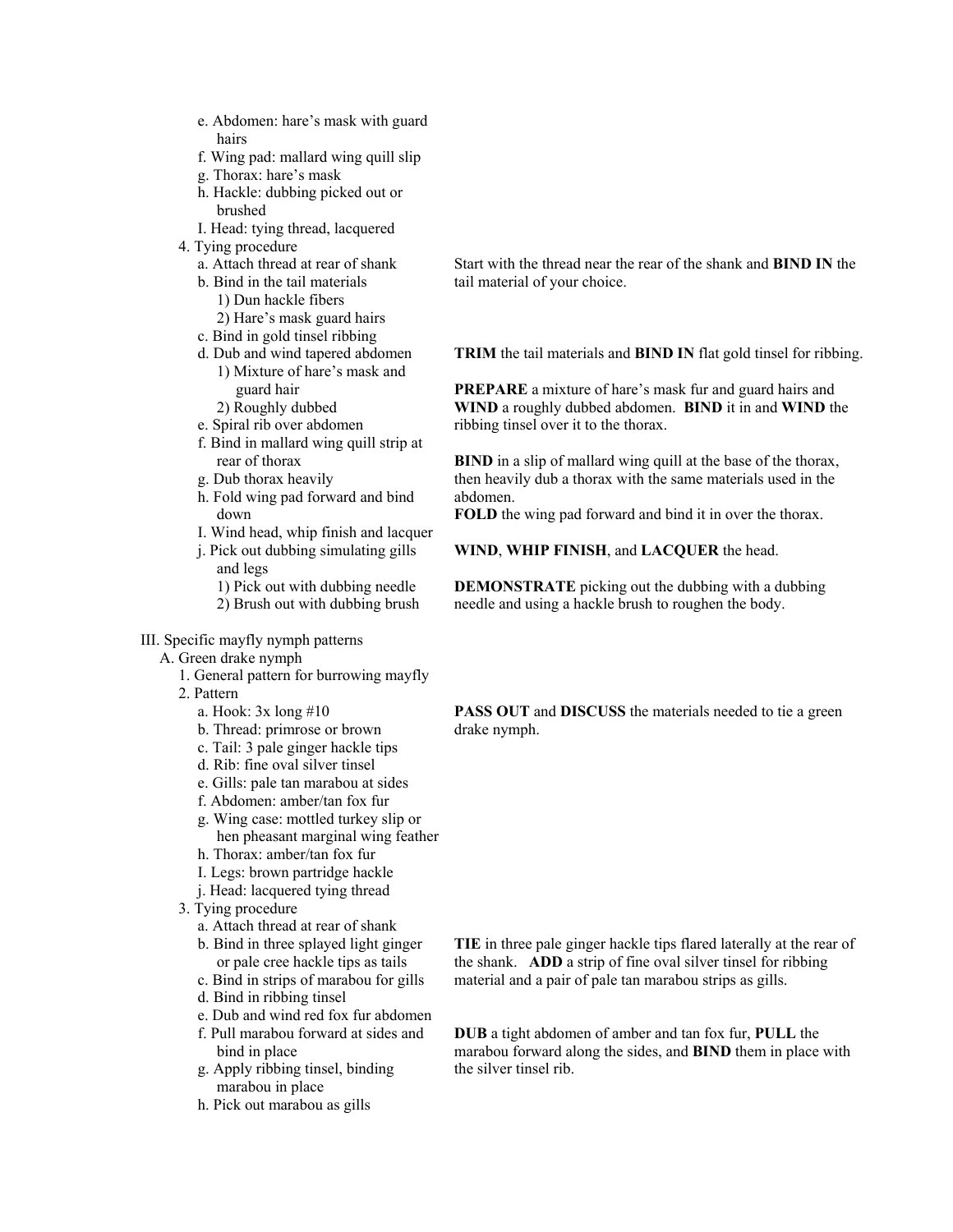e. Abdomen: hare's mask with guard hairs
f. Wing pad: mallard wing quill slip
g. Thorax: hare's mask
h. Hackle: dubbing picked out or brushed
I. Head: tying thread, lacquered

4. Tying procedure
   a. Attach thread at rear of shank
   b. Bind in the tail materials
      1) Dun hackle fibers
      2) Hare's mask guard hairs

Start with the thread near the rear of the shank and **BIND IN** the tail material of your choice.

   c. Bind in gold tinsel ribbing
   d. Dub and wind tapered abdomen
      1) Mixture of hare's mask and guard hair
      2) Roughly dubbed
   e. Spiral rib over abdomen

**TRIM** the tail materials and **BIND IN** flat gold tinsel for ribbing.

**PREPARE** a mixture of hare's mask fur and guard hairs and **WIND** a roughly dubbed abdomen. **BIND** it in and **WIND** the ribbing tinsel over it to the thorax.

   f. Bind in mallard wing quill strip at rear of thorax
   g. Dub thorax heavily
   h. Fold wing pad forward and bind down

**BIND** in a slip of mallard wing quill at the base of the thorax, then heavily dub a thorax with the same materials used in the abdomen.
**FOLD** the wing pad forward and bind it in over the thorax.

   I. Wind head, whip finish and lacquer

**WIND**, **WHIP FINISH**, and **LACQUER** the head.

   j. Pick out dubbing simulating gills and legs
      1) Pick out with dubbing needle
      2) Brush out with dubbing brush

**DEMONSTRATE** picking out the dubbing with a dubbing needle and using a hackle brush to roughen the body.

III. Specific mayfly nymph patterns
  A. Green drake nymph
    1. General pattern for burrowing mayfly
    2. Pattern
       a. Hook: 3x long #10
       b. Thread: primrose or brown
       c. Tail: 3 pale ginger hackle tips
       d. Rib: fine oval silver tinsel
       e. Gills: pale tan marabou at sides
       f. Abdomen: amber/tan fox fur
       g. Wing case: mottled turkey slip or hen pheasant marginal wing feather
       h. Thorax: amber/tan fox fur
       I. Legs: brown partridge hackle
       j. Head: lacquered tying thread

**PASS OUT** and **DISCUSS** the materials needed to tie a green drake nymph.

    3. Tying procedure
       a. Attach thread at rear of shank
       b. Bind in three splayed light ginger or pale cree hackle tips as tails
       c. Bind in strips of marabou for gills
       d. Bind in ribbing tinsel

**TIE** in three pale ginger hackle tips flared laterally at the rear of the shank. **ADD** a strip of fine oval silver tinsel for ribbing material and a pair of pale tan marabou strips as gills.

       e. Dub and wind red fox fur abdomen
       f. Pull marabou forward at sides and bind in place
       g. Apply ribbing tinsel, binding marabou in place
       h. Pick out marabou as gills

**DUB** a tight abdomen of amber and tan fox fur, **PULL** the marabou forward along the sides, and **BIND** them in place with the silver tinsel rib.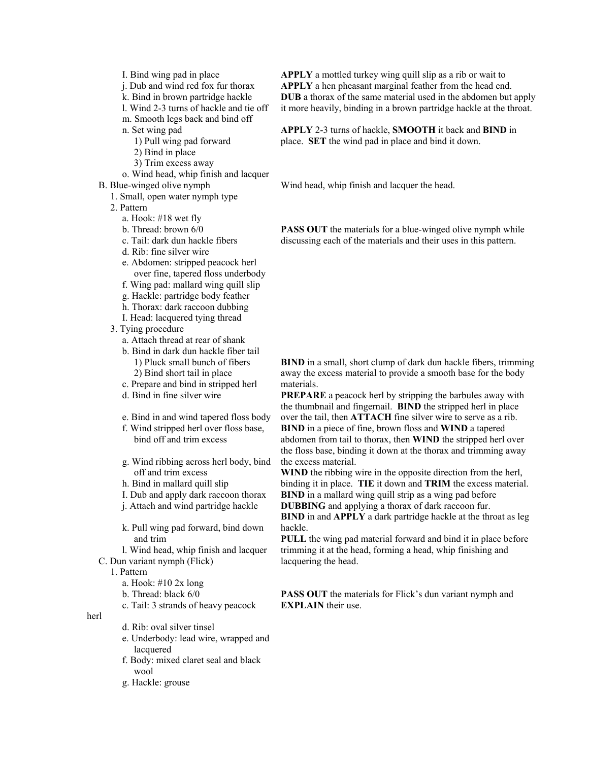I. Bind wing pad in place
j. Dub and wind red fox fur thorax
k. Bind in brown partridge hackle
l. Wind 2-3 turns of hackle and tie off
m. Smooth legs back and bind off
n. Set wing pad
1) Pull wing pad forward
2) Bind in place
3) Trim excess away
o. Wind head, whip finish and lacquer

**APPLY** a mottled turkey wing quill slip as a rib or wait to **APPLY** a hen pheasant marginal feather from the head end. **DUB** a thorax of the same material used in the abdomen but apply it more heavily, binding in a brown partridge hackle at the throat.

**APPLY** 2-3 turns of hackle, **SMOOTH** it back and **BIND** in place. **SET** the wind pad in place and bind it down.

Wind head, whip finish and lacquer the head.

B. Blue-winged olive nymph
1. Small, open water nymph type
2. Pattern
a. Hook: #18 wet fly
b. Thread: brown 6/0
c. Tail: dark dun hackle fibers
d. Rib: fine silver wire
e. Abdomen: stripped peacock herl over fine, tapered floss underbody
f. Wing pad: mallard wing quill slip
g. Hackle: partridge body feather
h. Thorax: dark raccoon dubbing
I. Head: lacquered tying thread

**PASS OUT** the materials for a blue-winged olive nymph while discussing each of the materials and their uses in this pattern.

3. Tying procedure
a. Attach thread at rear of shank
b. Bind in dark dun hackle fiber tail
1) Pluck small bunch of fibers
2) Bind short tail in place
c. Prepare and bind in stripped herl
d. Bind in fine silver wire
e. Bind in and wind tapered floss body
f. Wind stripped herl over floss base, bind off and trim excess
g. Wind ribbing across herl body, bind off and trim excess
h. Bind in mallard quill slip
I. Dub and apply dark raccoon thorax
j. Attach and wind partridge hackle
k. Pull wing pad forward, bind down and trim
l. Wind head, whip finish and lacquer

**BIND** in a small, short clump of dark dun hackle fibers, trimming away the excess material to provide a smooth base for the body materials.
**PREPARE** a peacock herl by stripping the barbules away with the thumbnail and fingernail. **BIND** the stripped herl in place over the tail, then **ATTACH** fine silver wire to serve as a rib.
**BIND** in a piece of fine, brown floss and **WIND** a tapered abdomen from tail to thorax, then **WIND** the stripped herl over the floss base, binding it down at the thorax and trimming away the excess material.
**WIND** the ribbing wire in the opposite direction from the herl, binding it in place. **TIE** it down and **TRIM** the excess material.
**BIND** in a mallard wing quill strip as a wing pad before **DUBBING** and applying a thorax of dark raccoon fur.
**BIND** in and **APPLY** a dark partridge hackle at the throat as leg hackle.
**PULL** the wing pad material forward and bind it in place before trimming it at the head, forming a head, whip finishing and lacquering the head.

C. Dun variant nymph (Flick)
1. Pattern
a. Hook: #10 2x long
b. Thread: black 6/0
c. Tail: 3 strands of heavy peacock herl
d. Rib: oval silver tinsel
e. Underbody: lead wire, wrapped and lacquered
f. Body: mixed claret seal and black wool
g. Hackle: grouse

**PASS OUT** the materials for Flick's dun variant nymph and **EXPLAIN** their use.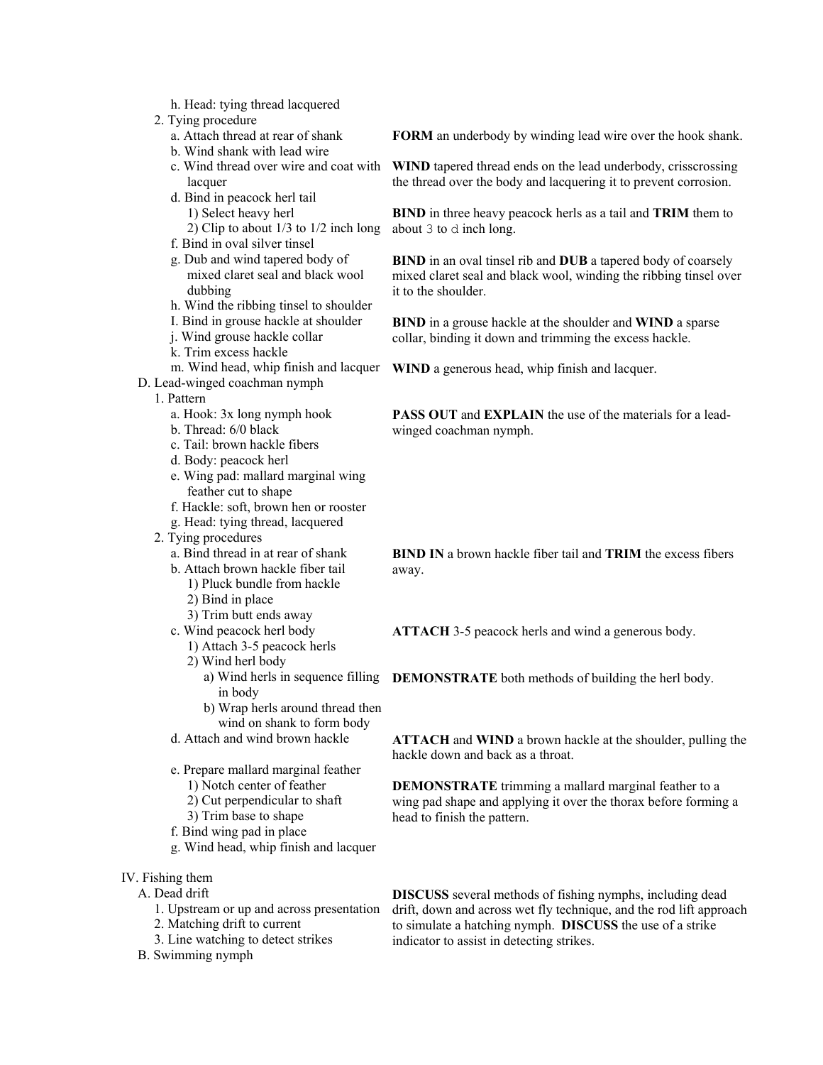h. Head: tying thread lacquered

2. Tying procedure

a. Attach thread at rear of shank

b. Wind shank with lead wire

**FORM** an underbody by winding lead wire over the hook shank.

c. Wind thread over wire and coat with lacquer

**WIND** tapered thread ends on the lead underbody, crisscrossing the thread over the body and lacquering it to prevent corrosion.

d. Bind in peacock herl tail

1) Select heavy herl

2) Clip to about 1/3 to 1/2 inch long

**BIND** in three heavy peacock herls as a tail and **TRIM** them to about 3 to d inch long.

f. Bind in oval silver tinsel

g. Dub and wind tapered body of mixed claret seal and black wool dubbing

h. Wind the ribbing tinsel to shoulder

**BIND** in an oval tinsel rib and **DUB** a tapered body of coarsely mixed claret seal and black wool, winding the ribbing tinsel over it to the shoulder.

I. Bind in grouse hackle at shoulder

j. Wind grouse hackle collar

k. Trim excess hackle

**BIND** in a grouse hackle at the shoulder and **WIND** a sparse collar, binding it down and trimming the excess hackle.

m. Wind head, whip finish and lacquer

**WIND** a generous head, whip finish and lacquer.

D. Lead-winged coachman nymph

1. Pattern

a. Hook: 3x long nymph hook

b. Thread: 6/0 black

c. Tail: brown hackle fibers

d. Body: peacock herl

e. Wing pad: mallard marginal wing feather cut to shape

f. Hackle: soft, brown hen or rooster

g. Head: tying thread, lacquered

**PASS OUT** and **EXPLAIN** the use of the materials for a lead-winged coachman nymph.

2. Tying procedures

a. Bind thread in at rear of shank

b. Attach brown hackle fiber tail

1) Pluck bundle from hackle

2) Bind in place

3) Trim butt ends away

**BIND IN** a brown hackle fiber tail and **TRIM** the excess fibers away.

c. Wind peacock herl body

1) Attach 3-5 peacock herls

**ATTACH** 3-5 peacock herls and wind a generous body.

2) Wind herl body

a) Wind herls in sequence filling in body

b) Wrap herls around thread then wind on shank to form body

**DEMONSTRATE** both methods of building the herl body.

d. Attach and wind brown hackle

**ATTACH** and **WIND** a brown hackle at the shoulder, pulling the hackle down and back as a throat.

e. Prepare mallard marginal feather

1) Notch center of feather

2) Cut perpendicular to shaft

3) Trim base to shape

f. Bind wing pad in place

g. Wind head, whip finish and lacquer

**DEMONSTRATE** trimming a mallard marginal feather to a wing pad shape and applying it over the thorax before forming a head to finish the pattern.

IV. Fishing them

A. Dead drift

1. Upstream or up and across presentation

2. Matching drift to current

3. Line watching to detect strikes

**DISCUSS** several methods of fishing nymphs, including dead drift, down and across wet fly technique, and the rod lift approach to simulate a hatching nymph. **DISCUSS** the use of a strike indicator to assist in detecting strikes.

B. Swimming nymph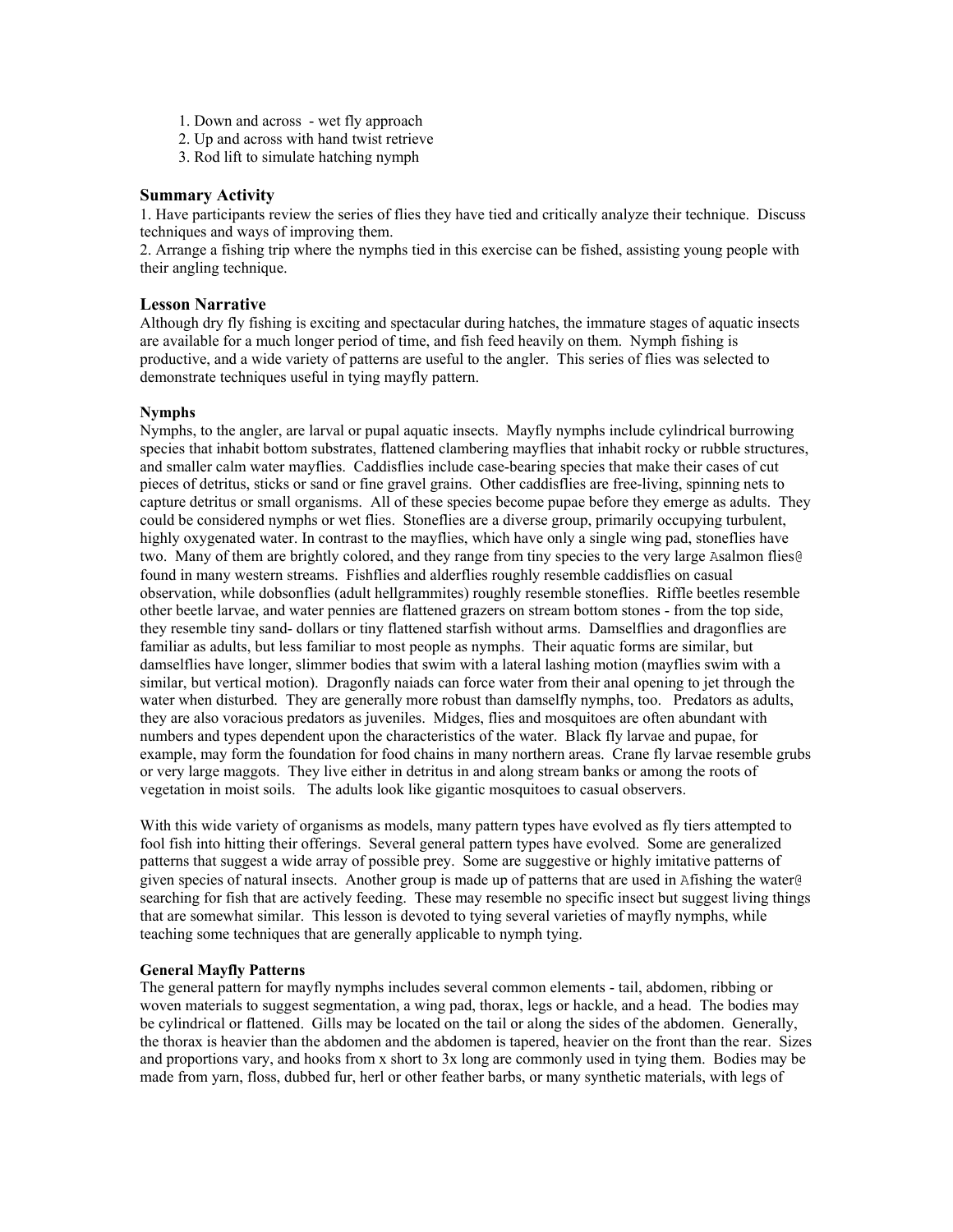1. Down and across - wet fly approach
2. Up and across with hand twist retrieve
3. Rod lift to simulate hatching nymph

### Summary Activity

1. Have participants review the series of flies they have tied and critically analyze their technique. Discuss techniques and ways of improving them.
2. Arrange a fishing trip where the nymphs tied in this exercise can be fished, assisting young people with their angling technique.

### Lesson Narrative

Although dry fly fishing is exciting and spectacular during hatches, the immature stages of aquatic insects are available for a much longer period of time, and fish feed heavily on them. Nymph fishing is productive, and a wide variety of patterns are useful to the angler. This series of flies was selected to demonstrate techniques useful in tying mayfly pattern.

#### Nymphs

Nymphs, to the angler, are larval or pupal aquatic insects. Mayfly nymphs include cylindrical burrowing species that inhabit bottom substrates, flattened clambering mayflies that inhabit rocky or rubble structures, and smaller calm water mayflies. Caddisflies include case-bearing species that make their cases of cut pieces of detritus, sticks or sand or fine gravel grains. Other caddisflies are free-living, spinning nets to capture detritus or small organisms. All of these species become pupae before they emerge as adults. They could be considered nymphs or wet flies. Stoneflies are a diverse group, primarily occupying turbulent, highly oxygenated water. In contrast to the mayflies, which have only a single wing pad, stoneflies have two. Many of them are brightly colored, and they range from tiny species to the very large Asalmon flies@ found in many western streams. Fishflies and alderflies roughly resemble caddisflies on casual observation, while dobsonflies (adult hellgrammites) roughly resemble stoneflies. Riffle beetles resemble other beetle larvae, and water pennies are flattened grazers on stream bottom stones - from the top side, they resemble tiny sand- dollars or tiny flattened starfish without arms. Damselflies and dragonflies are familiar as adults, but less familiar to most people as nymphs. Their aquatic forms are similar, but damselflies have longer, slimmer bodies that swim with a lateral lashing motion (mayflies swim with a similar, but vertical motion). Dragonfly naiads can force water from their anal opening to jet through the water when disturbed. They are generally more robust than damselfly nymphs, too. Predators as adults, they are also voracious predators as juveniles. Midges, flies and mosquitoes are often abundant with numbers and types dependent upon the characteristics of the water. Black fly larvae and pupae, for example, may form the foundation for food chains in many northern areas. Crane fly larvae resemble grubs or very large maggots. They live either in detritus in and along stream banks or among the roots of vegetation in moist soils. The adults look like gigantic mosquitoes to casual observers.

With this wide variety of organisms as models, many pattern types have evolved as fly tiers attempted to fool fish into hitting their offerings. Several general pattern types have evolved. Some are generalized patterns that suggest a wide array of possible prey. Some are suggestive or highly imitative patterns of given species of natural insects. Another group is made up of patterns that are used in Afishing the water@ searching for fish that are actively feeding. These may resemble no specific insect but suggest living things that are somewhat similar. This lesson is devoted to tying several varieties of mayfly nymphs, while teaching some techniques that are generally applicable to nymph tying.

#### General Mayfly Patterns

The general pattern for mayfly nymphs includes several common elements - tail, abdomen, ribbing or woven materials to suggest segmentation, a wing pad, thorax, legs or hackle, and a head. The bodies may be cylindrical or flattened. Gills may be located on the tail or along the sides of the abdomen. Generally, the thorax is heavier than the abdomen and the abdomen is tapered, heavier on the front than the rear. Sizes and proportions vary, and hooks from x short to 3x long are commonly used in tying them. Bodies may be made from yarn, floss, dubbed fur, herl or other feather barbs, or many synthetic materials, with legs of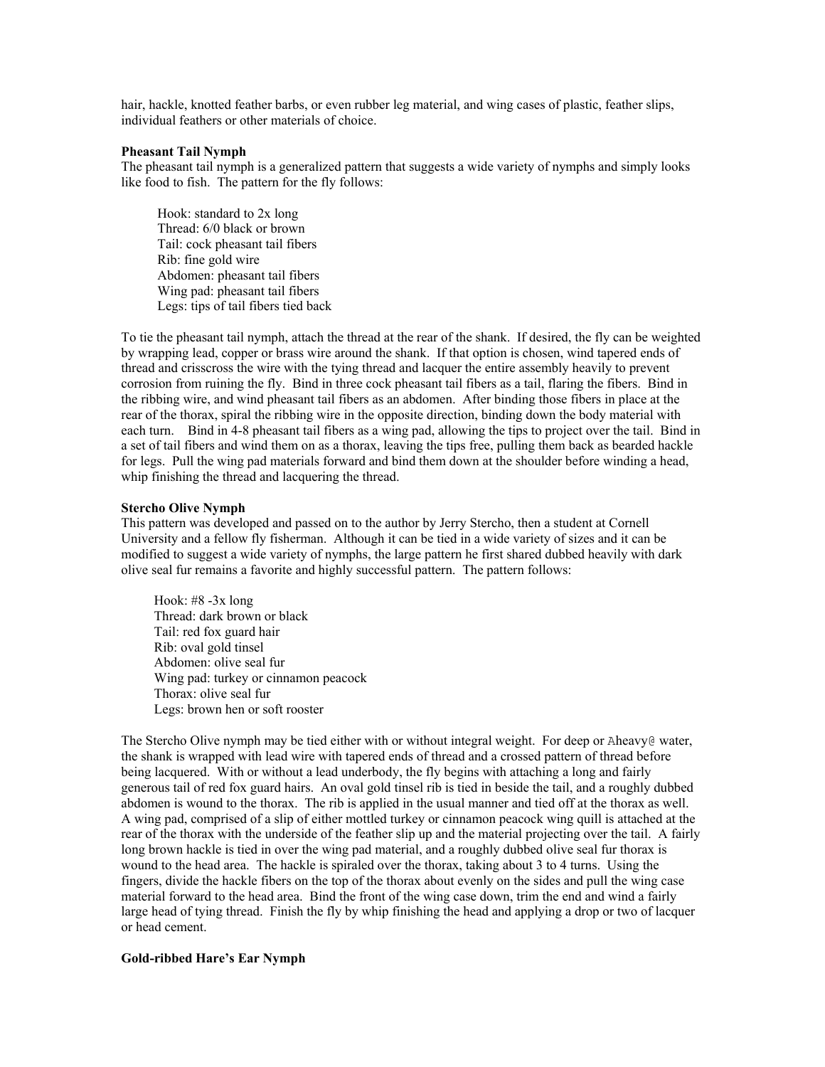hair, hackle, knotted feather barbs, or even rubber leg material, and wing cases of plastic, feather slips, individual feathers or other materials of choice.

**Pheasant Tail Nymph**

The pheasant tail nymph is a generalized pattern that suggests a wide variety of nymphs and simply looks like food to fish. The pattern for the fly follows:

Hook: standard to 2x long
Thread: 6/0 black or brown
Tail: cock pheasant tail fibers
Rib: fine gold wire
Abdomen: pheasant tail fibers
Wing pad: pheasant tail fibers
Legs: tips of tail fibers tied back

To tie the pheasant tail nymph, attach the thread at the rear of the shank. If desired, the fly can be weighted by wrapping lead, copper or brass wire around the shank. If that option is chosen, wind tapered ends of thread and crisscross the wire with the tying thread and lacquer the entire assembly heavily to prevent corrosion from ruining the fly. Bind in three cock pheasant tail fibers as a tail, flaring the fibers. Bind in the ribbing wire, and wind pheasant tail fibers as an abdomen. After binding those fibers in place at the rear of the thorax, spiral the ribbing wire in the opposite direction, binding down the body material with each turn. Bind in 4-8 pheasant tail fibers as a wing pad, allowing the tips to project over the tail. Bind in a set of tail fibers and wind them on as a thorax, leaving the tips free, pulling them back as bearded hackle for legs. Pull the wing pad materials forward and bind them down at the shoulder before winding a head, whip finishing the thread and lacquering the thread.

**Stercho Olive Nymph**

This pattern was developed and passed on to the author by Jerry Stercho, then a student at Cornell University and a fellow fly fisherman. Although it can be tied in a wide variety of sizes and it can be modified to suggest a wide variety of nymphs, the large pattern he first shared dubbed heavily with dark olive seal fur remains a favorite and highly successful pattern. The pattern follows:

Hook: #8 -3x long
Thread: dark brown or black
Tail: red fox guard hair
Rib: oval gold tinsel
Abdomen: olive seal fur
Wing pad: turkey or cinnamon peacock
Thorax: olive seal fur
Legs: brown hen or soft rooster

The Stercho Olive nymph may be tied either with or without integral weight. For deep or Aheavy@ water, the shank is wrapped with lead wire with tapered ends of thread and a crossed pattern of thread before being lacquered. With or without a lead underbody, the fly begins with attaching a long and fairly generous tail of red fox guard hairs. An oval gold tinsel rib is tied in beside the tail, and a roughly dubbed abdomen is wound to the thorax. The rib is applied in the usual manner and tied off at the thorax as well. A wing pad, comprised of a slip of either mottled turkey or cinnamon peacock wing quill is attached at the rear of the thorax with the underside of the feather slip up and the material projecting over the tail. A fairly long brown hackle is tied in over the wing pad material, and a roughly dubbed olive seal fur thorax is wound to the head area. The hackle is spiraled over the thorax, taking about 3 to 4 turns. Using the fingers, divide the hackle fibers on the top of the thorax about evenly on the sides and pull the wing case material forward to the head area. Bind the front of the wing case down, trim the end and wind a fairly large head of tying thread. Finish the fly by whip finishing the head and applying a drop or two of lacquer or head cement.

**Gold-ribbed Hare's Ear Nymph**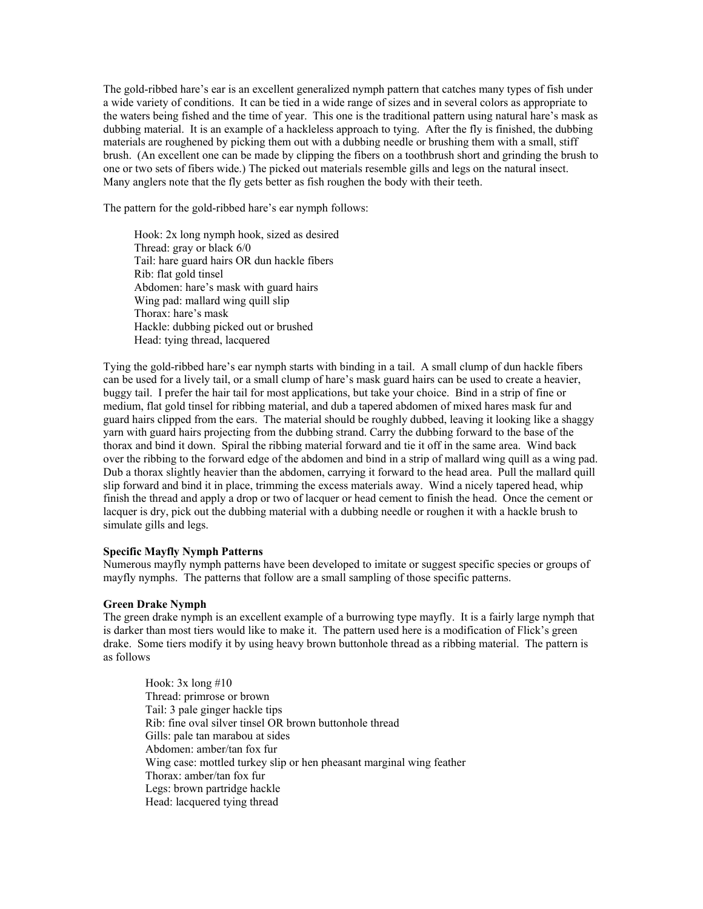The gold-ribbed hare's ear is an excellent generalized nymph pattern that catches many types of fish under a wide variety of conditions. It can be tied in a wide range of sizes and in several colors as appropriate to the waters being fished and the time of year. This one is the traditional pattern using natural hare's mask as dubbing material. It is an example of a hackleless approach to tying. After the fly is finished, the dubbing materials are roughened by picking them out with a dubbing needle or brushing them with a small, stiff brush. (An excellent one can be made by clipping the fibers on a toothbrush short and grinding the brush to one or two sets of fibers wide.) The picked out materials resemble gills and legs on the natural insect. Many anglers note that the fly gets better as fish roughen the body with their teeth.

The pattern for the gold-ribbed hare's ear nymph follows:

> Hook: 2x long nymph hook, sized as desired
> Thread: gray or black 6/0
> Tail: hare guard hairs OR dun hackle fibers
> Rib: flat gold tinsel
> Abdomen: hare's mask with guard hairs
> Wing pad: mallard wing quill slip
> Thorax: hare's mask
> Hackle: dubbing picked out or brushed
> Head: tying thread, lacquered

Tying the gold-ribbed hare's ear nymph starts with binding in a tail. A small clump of dun hackle fibers can be used for a lively tail, or a small clump of hare's mask guard hairs can be used to create a heavier, buggy tail. I prefer the hair tail for most applications, but take your choice. Bind in a strip of fine or medium, flat gold tinsel for ribbing material, and dub a tapered abdomen of mixed hares mask fur and guard hairs clipped from the ears. The material should be roughly dubbed, leaving it looking like a shaggy yarn with guard hairs projecting from the dubbing strand. Carry the dubbing forward to the base of the thorax and bind it down. Spiral the ribbing material forward and tie it off in the same area. Wind back over the ribbing to the forward edge of the abdomen and bind in a strip of mallard wing quill as a wing pad. Dub a thorax slightly heavier than the abdomen, carrying it forward to the head area. Pull the mallard quill slip forward and bind it in place, trimming the excess materials away. Wind a nicely tapered head, whip finish the thread and apply a drop or two of lacquer or head cement to finish the head. Once the cement or lacquer is dry, pick out the dubbing material with a dubbing needle or roughen it with a hackle brush to simulate gills and legs.

**Specific Mayfly Nymph Patterns**

Numerous mayfly nymph patterns have been developed to imitate or suggest specific species or groups of mayfly nymphs. The patterns that follow are a small sampling of those specific patterns.

**Green Drake Nymph**

The green drake nymph is an excellent example of a burrowing type mayfly. It is a fairly large nymph that is darker than most tiers would like to make it. The pattern used here is a modification of Flick's green drake. Some tiers modify it by using heavy brown buttonhole thread as a ribbing material. The pattern is as follows

> Hook: 3x long #10
> Thread: primrose or brown
> Tail: 3 pale ginger hackle tips
> Rib: fine oval silver tinsel OR brown buttonhole thread
> Gills: pale tan marabou at sides
> Abdomen: amber/tan fox fur
> Wing case: mottled turkey slip or hen pheasant marginal wing feather
> Thorax: amber/tan fox fur
> Legs: brown partridge hackle
> Head: lacquered tying thread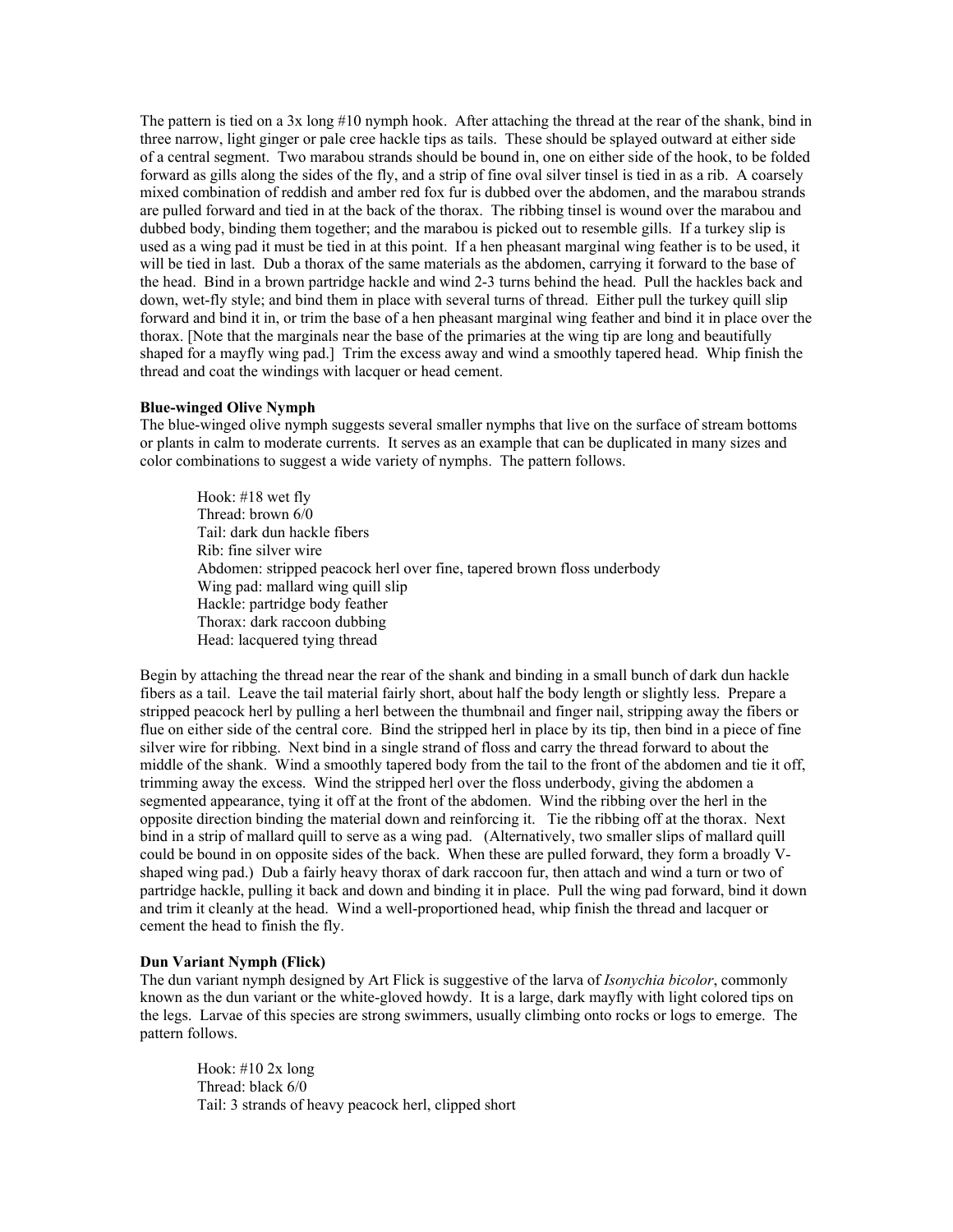The pattern is tied on a 3x long #10 nymph hook. After attaching the thread at the rear of the shank, bind in three narrow, light ginger or pale cree hackle tips as tails. These should be splayed outward at either side of a central segment. Two marabou strands should be bound in, one on either side of the hook, to be folded forward as gills along the sides of the fly, and a strip of fine oval silver tinsel is tied in as a rib. A coarsely mixed combination of reddish and amber red fox fur is dubbed over the abdomen, and the marabou strands are pulled forward and tied in at the back of the thorax. The ribbing tinsel is wound over the marabou and dubbed body, binding them together; and the marabou is picked out to resemble gills. If a turkey slip is used as a wing pad it must be tied in at this point. If a hen pheasant marginal wing feather is to be used, it will be tied in last. Dub a thorax of the same materials as the abdomen, carrying it forward to the base of the head. Bind in a brown partridge hackle and wind 2-3 turns behind the head. Pull the hackles back and down, wet-fly style; and bind them in place with several turns of thread. Either pull the turkey quill slip forward and bind it in, or trim the base of a hen pheasant marginal wing feather and bind it in place over the thorax. [Note that the marginals near the base of the primaries at the wing tip are long and beautifully shaped for a mayfly wing pad.] Trim the excess away and wind a smoothly tapered head. Whip finish the thread and coat the windings with lacquer or head cement.

**Blue-winged Olive Nymph**

The blue-winged olive nymph suggests several smaller nymphs that live on the surface of stream bottoms or plants in calm to moderate currents. It serves as an example that can be duplicated in many sizes and color combinations to suggest a wide variety of nymphs. The pattern follows.

> Hook: #18 wet fly
> Thread: brown 6/0
> Tail: dark dun hackle fibers
> Rib: fine silver wire
> Abdomen: stripped peacock herl over fine, tapered brown floss underbody
> Wing pad: mallard wing quill slip
> Hackle: partridge body feather
> Thorax: dark raccoon dubbing
> Head: lacquered tying thread

Begin by attaching the thread near the rear of the shank and binding in a small bunch of dark dun hackle fibers as a tail. Leave the tail material fairly short, about half the body length or slightly less. Prepare a stripped peacock herl by pulling a herl between the thumbnail and finger nail, stripping away the fibers or flue on either side of the central core. Bind the stripped herl in place by its tip, then bind in a piece of fine silver wire for ribbing. Next bind in a single strand of floss and carry the thread forward to about the middle of the shank. Wind a smoothly tapered body from the tail to the front of the abdomen and tie it off, trimming away the excess. Wind the stripped herl over the floss underbody, giving the abdomen a segmented appearance, tying it off at the front of the abdomen. Wind the ribbing over the herl in the opposite direction binding the material down and reinforcing it. Tie the ribbing off at the thorax. Next bind in a strip of mallard quill to serve as a wing pad. (Alternatively, two smaller slips of mallard quill could be bound in on opposite sides of the back. When these are pulled forward, they form a broadly V-shaped wing pad.) Dub a fairly heavy thorax of dark raccoon fur, then attach and wind a turn or two of partridge hackle, pulling it back and down and binding it in place. Pull the wing pad forward, bind it down and trim it cleanly at the head. Wind a well-proportioned head, whip finish the thread and lacquer or cement the head to finish the fly.

**Dun Variant Nymph (Flick)**

The dun variant nymph designed by Art Flick is suggestive of the larva of *Isonychia bicolor*, commonly known as the dun variant or the white-gloved howdy. It is a large, dark mayfly with light colored tips on the legs. Larvae of this species are strong swimmers, usually climbing onto rocks or logs to emerge. The pattern follows.

> Hook: #10 2x long
> Thread: black 6/0
> Tail: 3 strands of heavy peacock herl, clipped short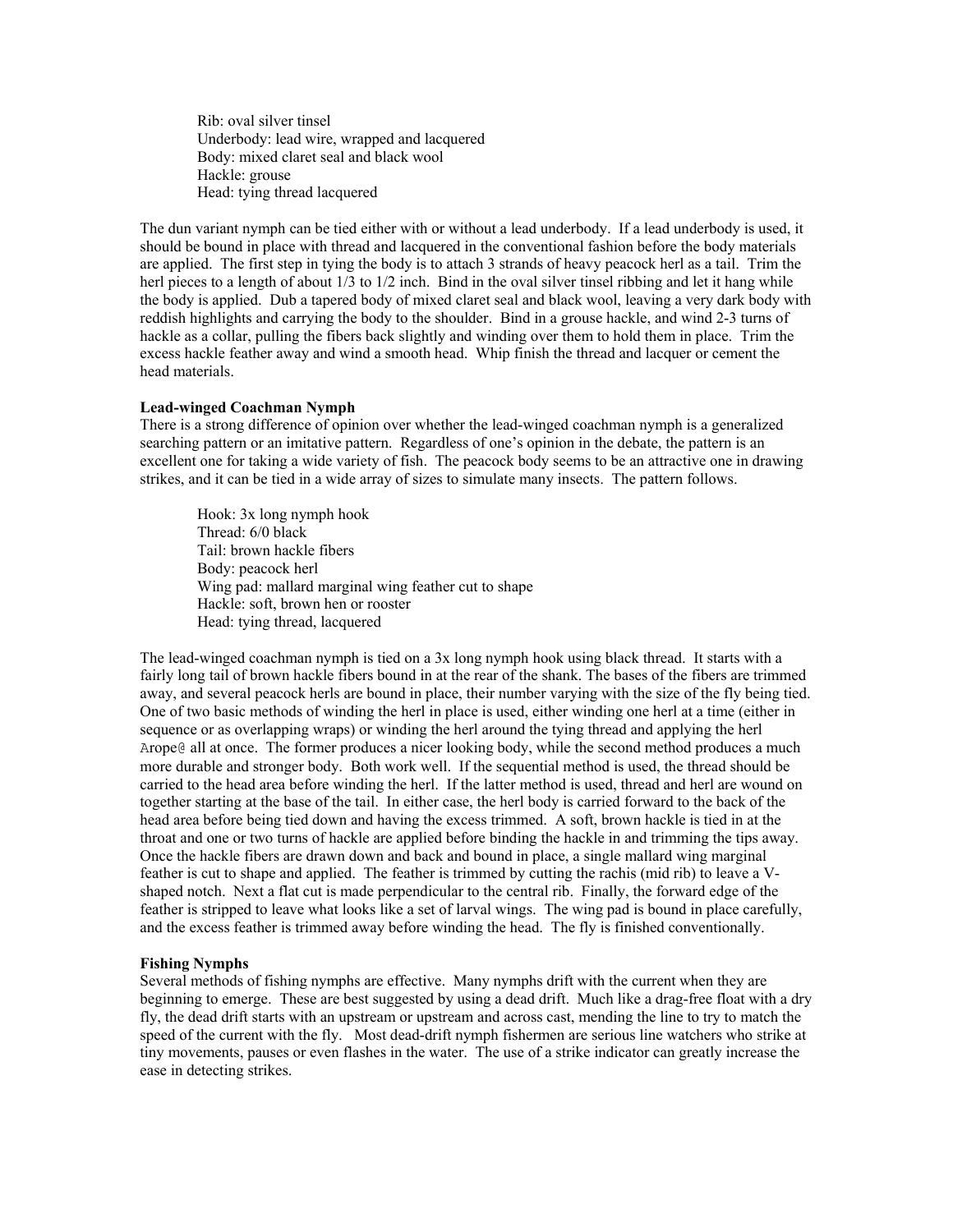Rib: oval silver tinsel
Underbody: lead wire, wrapped and lacquered
Body: mixed claret seal and black wool
Hackle: grouse
Head: tying thread lacquered

The dun variant nymph can be tied either with or without a lead underbody. If a lead underbody is used, it should be bound in place with thread and lacquered in the conventional fashion before the body materials are applied. The first step in tying the body is to attach 3 strands of heavy peacock herl as a tail. Trim the herl pieces to a length of about 1/3 to 1/2 inch. Bind in the oval silver tinsel ribbing and let it hang while the body is applied. Dub a tapered body of mixed claret seal and black wool, leaving a very dark body with reddish highlights and carrying the body to the shoulder. Bind in a grouse hackle, and wind 2-3 turns of hackle as a collar, pulling the fibers back slightly and winding over them to hold them in place. Trim the excess hackle feather away and wind a smooth head. Whip finish the thread and lacquer or cement the head materials.

**Lead-winged Coachman Nymph**

There is a strong difference of opinion over whether the lead-winged coachman nymph is a generalized searching pattern or an imitative pattern. Regardless of one's opinion in the debate, the pattern is an excellent one for taking a wide variety of fish. The peacock body seems to be an attractive one in drawing strikes, and it can be tied in a wide array of sizes to simulate many insects. The pattern follows.

Hook: 3x long nymph hook
Thread: 6/0 black
Tail: brown hackle fibers
Body: peacock herl
Wing pad: mallard marginal wing feather cut to shape
Hackle: soft, brown hen or rooster
Head: tying thread, lacquered

The lead-winged coachman nymph is tied on a 3x long nymph hook using black thread. It starts with a fairly long tail of brown hackle fibers bound in at the rear of the shank. The bases of the fibers are trimmed away, and several peacock herls are bound in place, their number varying with the size of the fly being tied. One of two basic methods of winding the herl in place is used, either winding one herl at a time (either in sequence or as overlapping wraps) or winding the herl around the tying thread and applying the herl Arope@ all at once. The former produces a nicer looking body, while the second method produces a much more durable and stronger body. Both work well. If the sequential method is used, the thread should be carried to the head area before winding the herl. If the latter method is used, thread and herl are wound on together starting at the base of the tail. In either case, the herl body is carried forward to the back of the head area before being tied down and having the excess trimmed. A soft, brown hackle is tied in at the throat and one or two turns of hackle are applied before binding the hackle in and trimming the tips away. Once the hackle fibers are drawn down and back and bound in place, a single mallard wing marginal feather is cut to shape and applied. The feather is trimmed by cutting the rachis (mid rib) to leave a V-shaped notch. Next a flat cut is made perpendicular to the central rib. Finally, the forward edge of the feather is stripped to leave what looks like a set of larval wings. The wing pad is bound in place carefully, and the excess feather is trimmed away before winding the head. The fly is finished conventionally.

**Fishing Nymphs**

Several methods of fishing nymphs are effective. Many nymphs drift with the current when they are beginning to emerge. These are best suggested by using a dead drift. Much like a drag-free float with a dry fly, the dead drift starts with an upstream or upstream and across cast, mending the line to try to match the speed of the current with the fly. Most dead-drift nymph fishermen are serious line watchers who strike at tiny movements, pauses or even flashes in the water. The use of a strike indicator can greatly increase the ease in detecting strikes.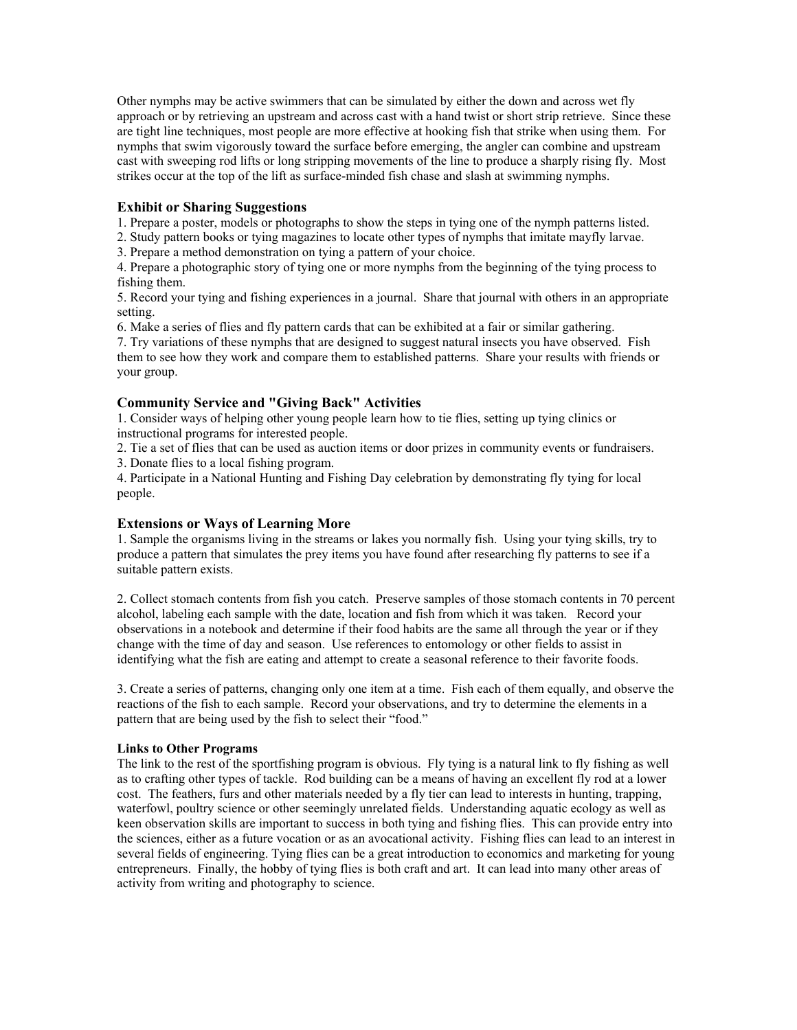Other nymphs may be active swimmers that can be simulated by either the down and across wet fly approach or by retrieving an upstream and across cast with a hand twist or short strip retrieve. Since these are tight line techniques, most people are more effective at hooking fish that strike when using them. For nymphs that swim vigorously toward the surface before emerging, the angler can combine and upstream cast with sweeping rod lifts or long stripping movements of the line to produce a sharply rising fly. Most strikes occur at the top of the lift as surface-minded fish chase and slash at swimming nymphs.

### Exhibit or Sharing Suggestions

1. Prepare a poster, models or photographs to show the steps in tying one of the nymph patterns listed.
2. Study pattern books or tying magazines to locate other types of nymphs that imitate mayfly larvae.
3. Prepare a method demonstration on tying a pattern of your choice.
4. Prepare a photographic story of tying one or more nymphs from the beginning of the tying process to fishing them.
5. Record your tying and fishing experiences in a journal. Share that journal with others in an appropriate setting.
6. Make a series of flies and fly pattern cards that can be exhibited at a fair or similar gathering.
7. Try variations of these nymphs that are designed to suggest natural insects you have observed. Fish them to see how they work and compare them to established patterns. Share your results with friends or your group.

### Community Service and "Giving Back" Activities

1. Consider ways of helping other young people learn how to tie flies, setting up tying clinics or instructional programs for interested people.
2. Tie a set of flies that can be used as auction items or door prizes in community events or fundraisers.
3. Donate flies to a local fishing program.
4. Participate in a National Hunting and Fishing Day celebration by demonstrating fly tying for local people.

### Extensions or Ways of Learning More

1. Sample the organisms living in the streams or lakes you normally fish. Using your tying skills, try to produce a pattern that simulates the prey items you have found after researching fly patterns to see if a suitable pattern exists.

2. Collect stomach contents from fish you catch. Preserve samples of those stomach contents in 70 percent alcohol, labeling each sample with the date, location and fish from which it was taken. Record your observations in a notebook and determine if their food habits are the same all through the year or if they change with the time of day and season. Use references to entomology or other fields to assist in identifying what the fish are eating and attempt to create a seasonal reference to their favorite foods.

3. Create a series of patterns, changing only one item at a time. Fish each of them equally, and observe the reactions of the fish to each sample. Record your observations, and try to determine the elements in a pattern that are being used by the fish to select their "food."

#### Links to Other Programs

The link to the rest of the sportfishing program is obvious. Fly tying is a natural link to fly fishing as well as to crafting other types of tackle. Rod building can be a means of having an excellent fly rod at a lower cost. The feathers, furs and other materials needed by a fly tier can lead to interests in hunting, trapping, waterfowl, poultry science or other seemingly unrelated fields. Understanding aquatic ecology as well as keen observation skills are important to success in both tying and fishing flies. This can provide entry into the sciences, either as a future vocation or as an avocational activity. Fishing flies can lead to an interest in several fields of engineering. Tying flies can be a great introduction to economics and marketing for young entrepreneurs. Finally, the hobby of tying flies is both craft and art. It can lead into many other areas of activity from writing and photography to science.